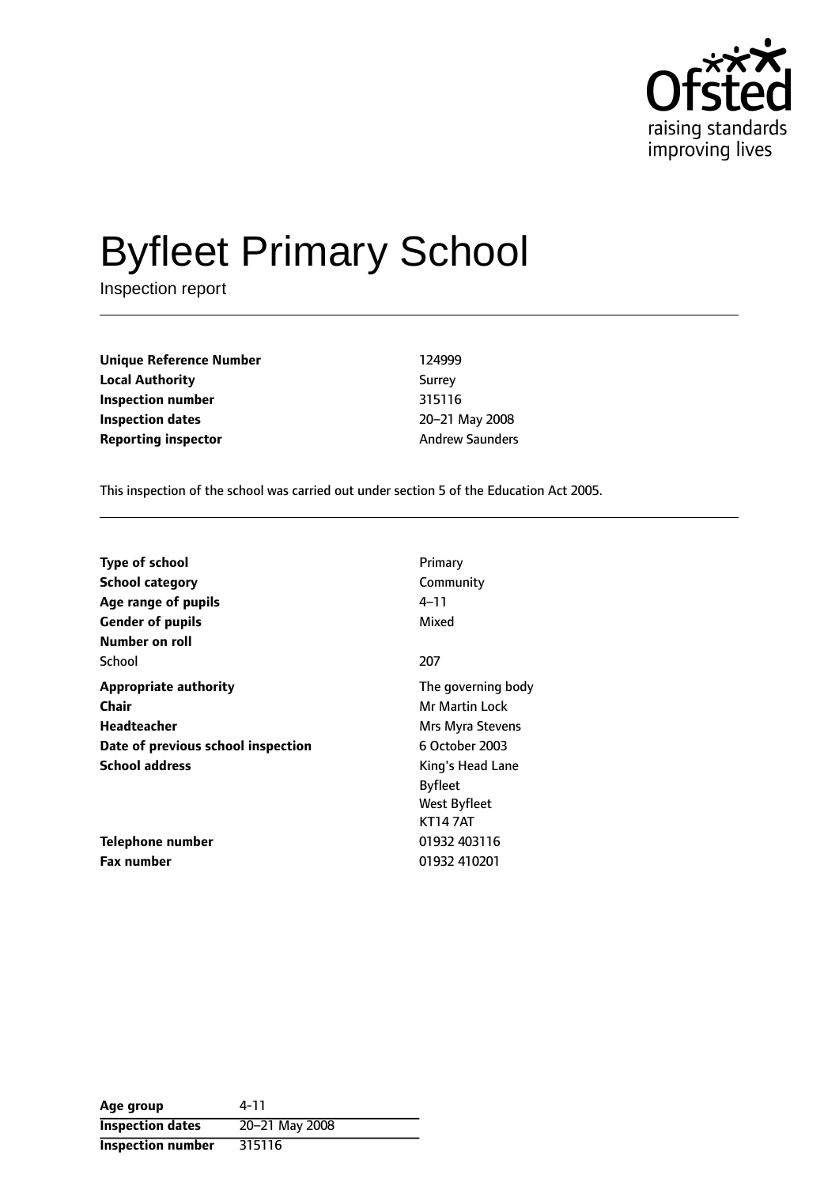# Byfleet Primary School

Inspection report

| | |
|---|---|
| **Unique Reference Number** | 124999 |
| **Local Authority** | Surrey |
| **Inspection number** | 315116 |
| **Inspection dates** | 20–21 May 2008 |
| **Reporting inspector** | Andrew Saunders |

This inspection of the school was carried out under section 5 of the Education Act 2005.

| | |
|---|---|
| **Type of school** | Primary |
| **School category** | Community |
| **Age range of pupils** | 4–11 |
| **Gender of pupils** | Mixed |
| **Number on roll** | |
| School | 207 |
| **Appropriate authority** | The governing body |
| **Chair** | Mr Martin Lock |
| **Headteacher** | Mrs Myra Stevens |
| **Date of previous school inspection** | 6 October 2003 |
| **School address** | King's Head Lane<br>Byfleet<br>West Byfleet<br>KT14 7AT |
| **Telephone number** | 01932 403116 |
| **Fax number** | 01932 410201 |

| | |
|---|---|
| **Age group** | 4-11 |
| **Inspection dates** | 20–21 May 2008 |
| **Inspection number** | 315116 |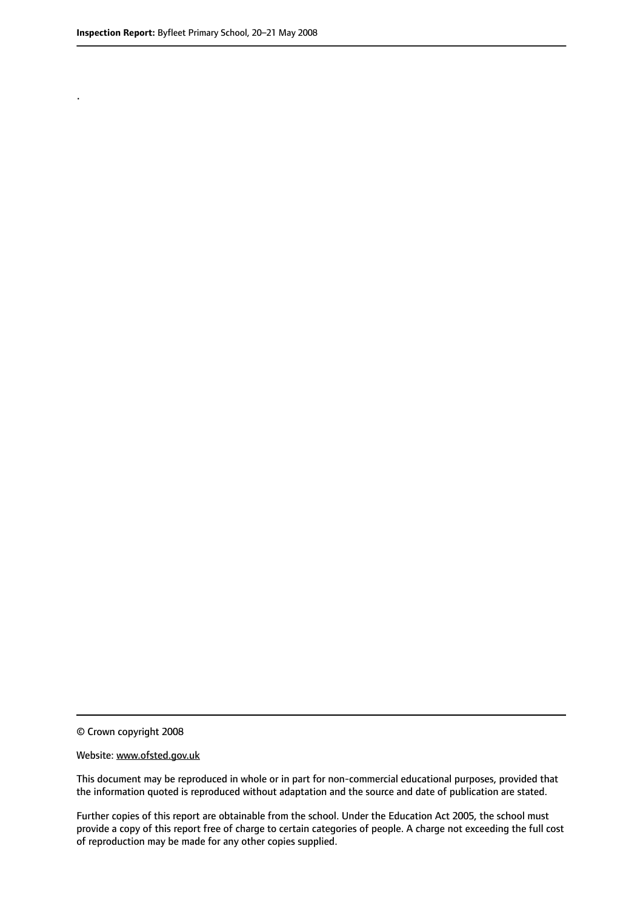.

© Crown copyright 2008

Website: www.ofsted.gov.uk

This document may be reproduced in whole or in part for non-commercial educational purposes, provided that the information quoted is reproduced without adaptation and the source and date of publication are stated.

Further copies of this report are obtainable from the school. Under the Education Act 2005, the school must provide a copy of this report free of charge to certain categories of people. A charge not exceeding the full cost of reproduction may be made for any other copies supplied.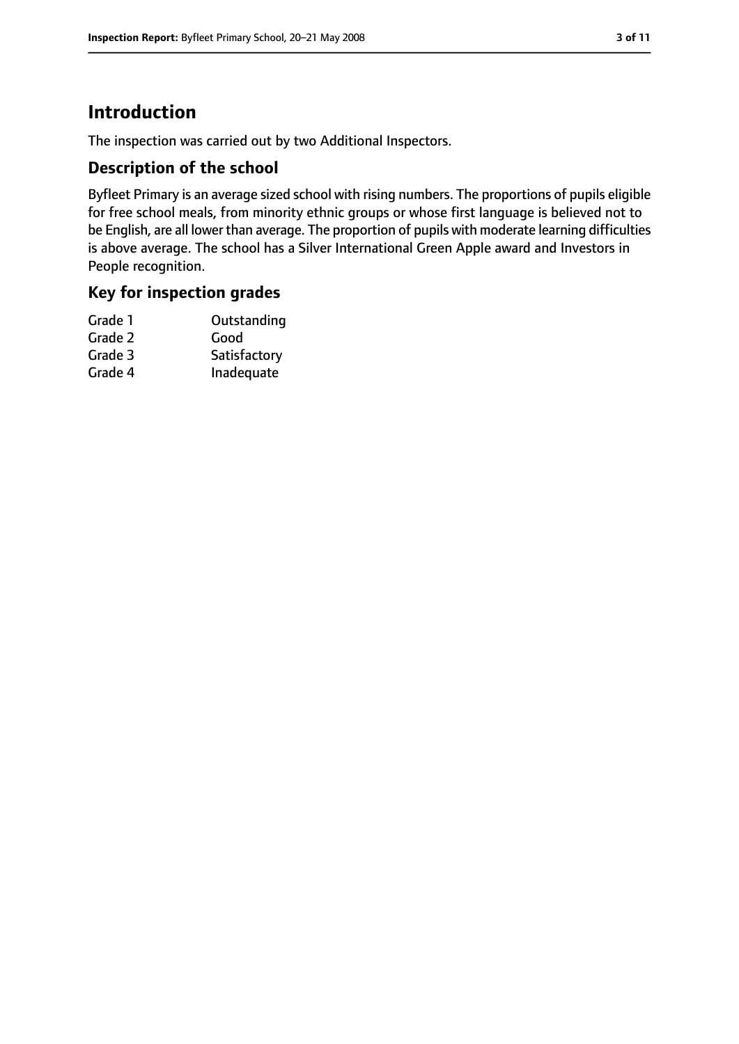# Introduction

The inspection was carried out by two Additional Inspectors.

## Description of the school

Byfleet Primary is an average sized school with rising numbers. The proportions of pupils eligible for free school meals, from minority ethnic groups or whose first language is believed not to be English, are all lower than average. The proportion of pupils with moderate learning difficulties is above average. The school has a Silver International Green Apple award and Investors in People recognition.

## Key for inspection grades

| | |
|---|---|
| Grade 1 | Outstanding |
| Grade 2 | Good |
| Grade 3 | Satisfactory |
| Grade 4 | Inadequate |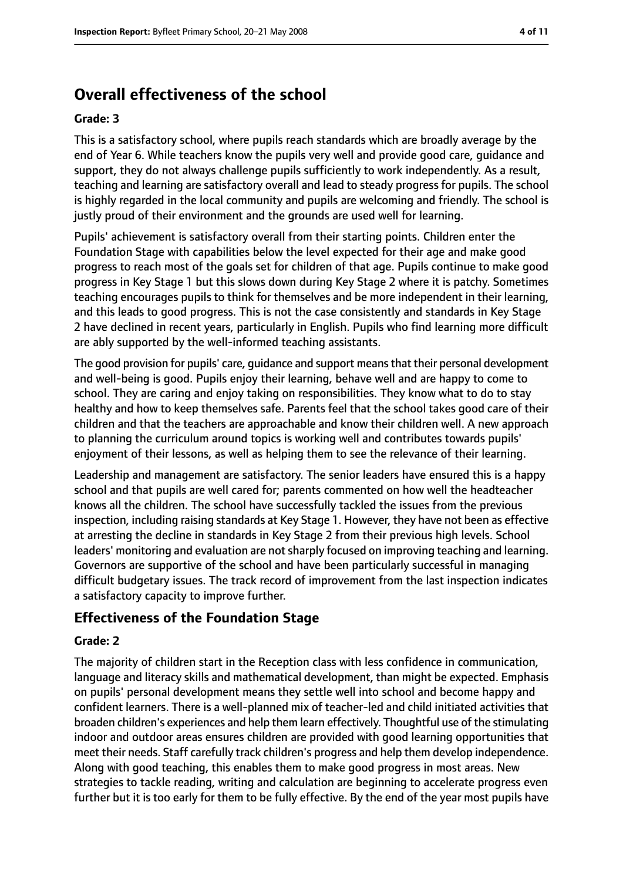## Overall effectiveness of the school

**Grade: 3**

This is a satisfactory school, where pupils reach standards which are broadly average by the end of Year 6. While teachers know the pupils very well and provide good care, guidance and support, they do not always challenge pupils sufficiently to work independently. As a result, teaching and learning are satisfactory overall and lead to steady progress for pupils. The school is highly regarded in the local community and pupils are welcoming and friendly. The school is justly proud of their environment and the grounds are used well for learning.

Pupils' achievement is satisfactory overall from their starting points. Children enter the Foundation Stage with capabilities below the level expected for their age and make good progress to reach most of the goals set for children of that age. Pupils continue to make good progress in Key Stage 1 but this slows down during Key Stage 2 where it is patchy. Sometimes teaching encourages pupils to think for themselves and be more independent in their learning, and this leads to good progress. This is not the case consistently and standards in Key Stage 2 have declined in recent years, particularly in English. Pupils who find learning more difficult are ably supported by the well-informed teaching assistants.

The good provision for pupils' care, guidance and support means that their personal development and well-being is good. Pupils enjoy their learning, behave well and are happy to come to school. They are caring and enjoy taking on responsibilities. They know what to do to stay healthy and how to keep themselves safe. Parents feel that the school takes good care of their children and that the teachers are approachable and know their children well. A new approach to planning the curriculum around topics is working well and contributes towards pupils' enjoyment of their lessons, as well as helping them to see the relevance of their learning.

Leadership and management are satisfactory. The senior leaders have ensured this is a happy school and that pupils are well cared for; parents commented on how well the headteacher knows all the children. The school have successfully tackled the issues from the previous inspection, including raising standards at Key Stage 1. However, they have not been as effective at arresting the decline in standards in Key Stage 2 from their previous high levels. School leaders' monitoring and evaluation are not sharply focused on improving teaching and learning. Governors are supportive of the school and have been particularly successful in managing difficult budgetary issues. The track record of improvement from the last inspection indicates a satisfactory capacity to improve further.

### Effectiveness of the Foundation Stage

**Grade: 2**

The majority of children start in the Reception class with less confidence in communication, language and literacy skills and mathematical development, than might be expected. Emphasis on pupils' personal development means they settle well into school and become happy and confident learners. There is a well-planned mix of teacher-led and child initiated activities that broaden children's experiences and help them learn effectively. Thoughtful use of the stimulating indoor and outdoor areas ensures children are provided with good learning opportunities that meet their needs. Staff carefully track children's progress and help them develop independence. Along with good teaching, this enables them to make good progress in most areas. New strategies to tackle reading, writing and calculation are beginning to accelerate progress even further but it is too early for them to be fully effective. By the end of the year most pupils have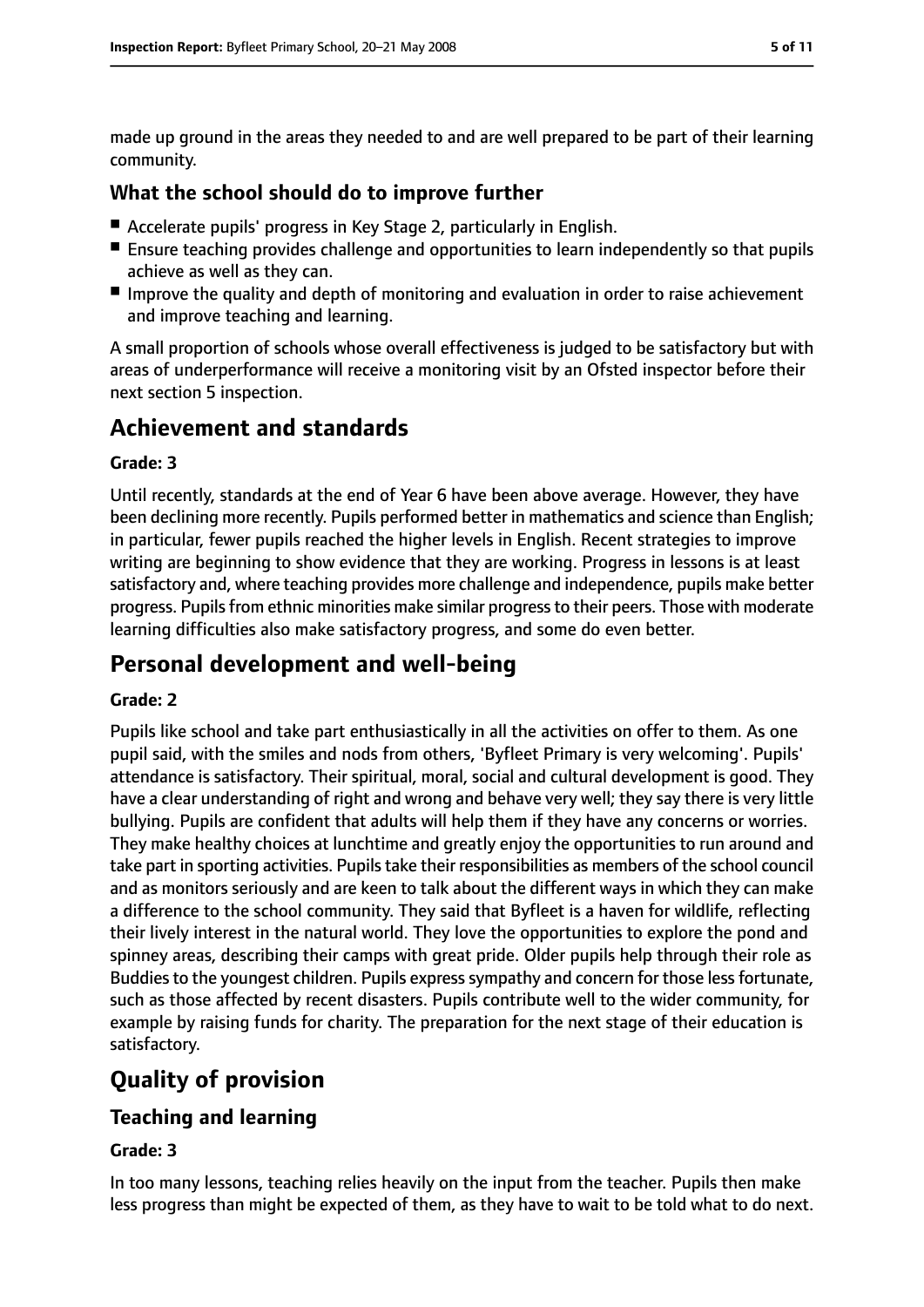made up ground in the areas they needed to and are well prepared to be part of their learning community.

### What the school should do to improve further

- Accelerate pupils' progress in Key Stage 2, particularly in English.
- Ensure teaching provides challenge and opportunities to learn independently so that pupils achieve as well as they can.
- Improve the quality and depth of monitoring and evaluation in order to raise achievement and improve teaching and learning.

A small proportion of schools whose overall effectiveness is judged to be satisfactory but with areas of underperformance will receive a monitoring visit by an Ofsted inspector before their next section 5 inspection.

## Achievement and standards

#### Grade: 3

Until recently, standards at the end of Year 6 have been above average. However, they have been declining more recently. Pupils performed better in mathematics and science than English; in particular, fewer pupils reached the higher levels in English. Recent strategies to improve writing are beginning to show evidence that they are working. Progress in lessons is at least satisfactory and, where teaching provides more challenge and independence, pupils make better progress. Pupils from ethnic minorities make similar progress to their peers. Those with moderate learning difficulties also make satisfactory progress, and some do even better.

## Personal development and well-being

#### Grade: 2

Pupils like school and take part enthusiastically in all the activities on offer to them. As one pupil said, with the smiles and nods from others, 'Byfleet Primary is very welcoming'. Pupils' attendance is satisfactory. Their spiritual, moral, social and cultural development is good. They have a clear understanding of right and wrong and behave very well; they say there is very little bullying. Pupils are confident that adults will help them if they have any concerns or worries. They make healthy choices at lunchtime and greatly enjoy the opportunities to run around and take part in sporting activities. Pupils take their responsibilities as members of the school council and as monitors seriously and are keen to talk about the different ways in which they can make a difference to the school community. They said that Byfleet is a haven for wildlife, reflecting their lively interest in the natural world. They love the opportunities to explore the pond and spinney areas, describing their camps with great pride. Older pupils help through their role as Buddies to the youngest children. Pupils express sympathy and concern for those less fortunate, such as those affected by recent disasters. Pupils contribute well to the wider community, for example by raising funds for charity. The preparation for the next stage of their education is satisfactory.

# Quality of provision

## Teaching and learning

#### Grade: 3

In too many lessons, teaching relies heavily on the input from the teacher. Pupils then make less progress than might be expected of them, as they have to wait to be told what to do next.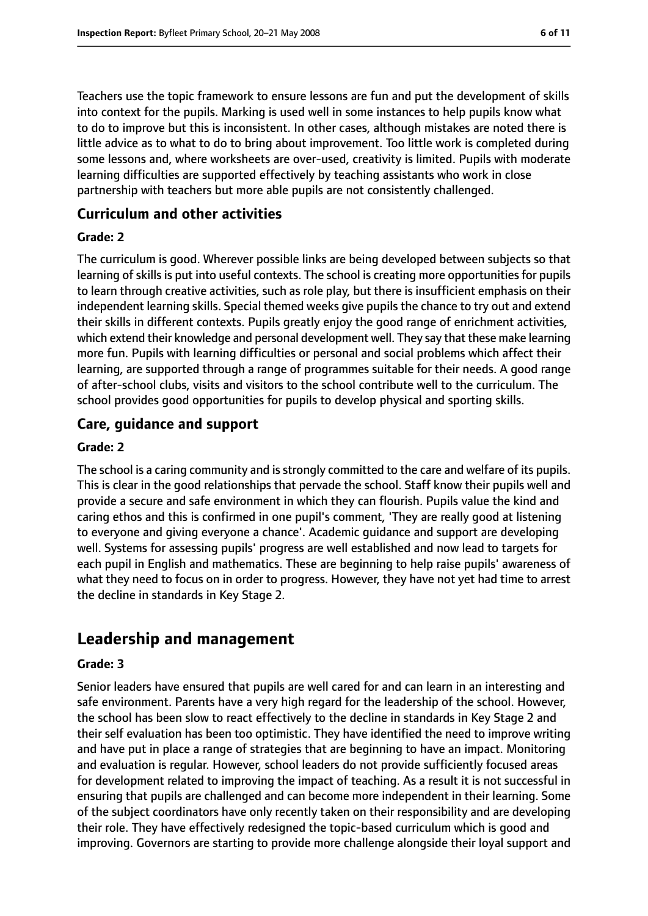Teachers use the topic framework to ensure lessons are fun and put the development of skills into context for the pupils. Marking is used well in some instances to help pupils know what to do to improve but this is inconsistent. In other cases, although mistakes are noted there is little advice as to what to do to bring about improvement. Too little work is completed during some lessons and, where worksheets are over-used, creativity is limited. Pupils with moderate learning difficulties are supported effectively by teaching assistants who work in close partnership with teachers but more able pupils are not consistently challenged.

### Curriculum and other activities

#### Grade: 2

The curriculum is good. Wherever possible links are being developed between subjects so that learning of skills is put into useful contexts. The school is creating more opportunities for pupils to learn through creative activities, such as role play, but there is insufficient emphasis on their independent learning skills. Special themed weeks give pupils the chance to try out and extend their skills in different contexts. Pupils greatly enjoy the good range of enrichment activities, which extend their knowledge and personal development well. They say that these make learning more fun. Pupils with learning difficulties or personal and social problems which affect their learning, are supported through a range of programmes suitable for their needs. A good range of after-school clubs, visits and visitors to the school contribute well to the curriculum. The school provides good opportunities for pupils to develop physical and sporting skills.

### Care, guidance and support

#### Grade: 2

The school is a caring community and is strongly committed to the care and welfare of its pupils. This is clear in the good relationships that pervade the school. Staff know their pupils well and provide a secure and safe environment in which they can flourish. Pupils value the kind and caring ethos and this is confirmed in one pupil's comment, 'They are really good at listening to everyone and giving everyone a chance'. Academic guidance and support are developing well. Systems for assessing pupils' progress are well established and now lead to targets for each pupil in English and mathematics. These are beginning to help raise pupils' awareness of what they need to focus on in order to progress. However, they have not yet had time to arrest the decline in standards in Key Stage 2.

## Leadership and management

#### Grade: 3

Senior leaders have ensured that pupils are well cared for and can learn in an interesting and safe environment. Parents have a very high regard for the leadership of the school. However, the school has been slow to react effectively to the decline in standards in Key Stage 2 and their self evaluation has been too optimistic. They have identified the need to improve writing and have put in place a range of strategies that are beginning to have an impact. Monitoring and evaluation is regular. However, school leaders do not provide sufficiently focused areas for development related to improving the impact of teaching. As a result it is not successful in ensuring that pupils are challenged and can become more independent in their learning. Some of the subject coordinators have only recently taken on their responsibility and are developing their role. They have effectively redesigned the topic-based curriculum which is good and improving. Governors are starting to provide more challenge alongside their loyal support and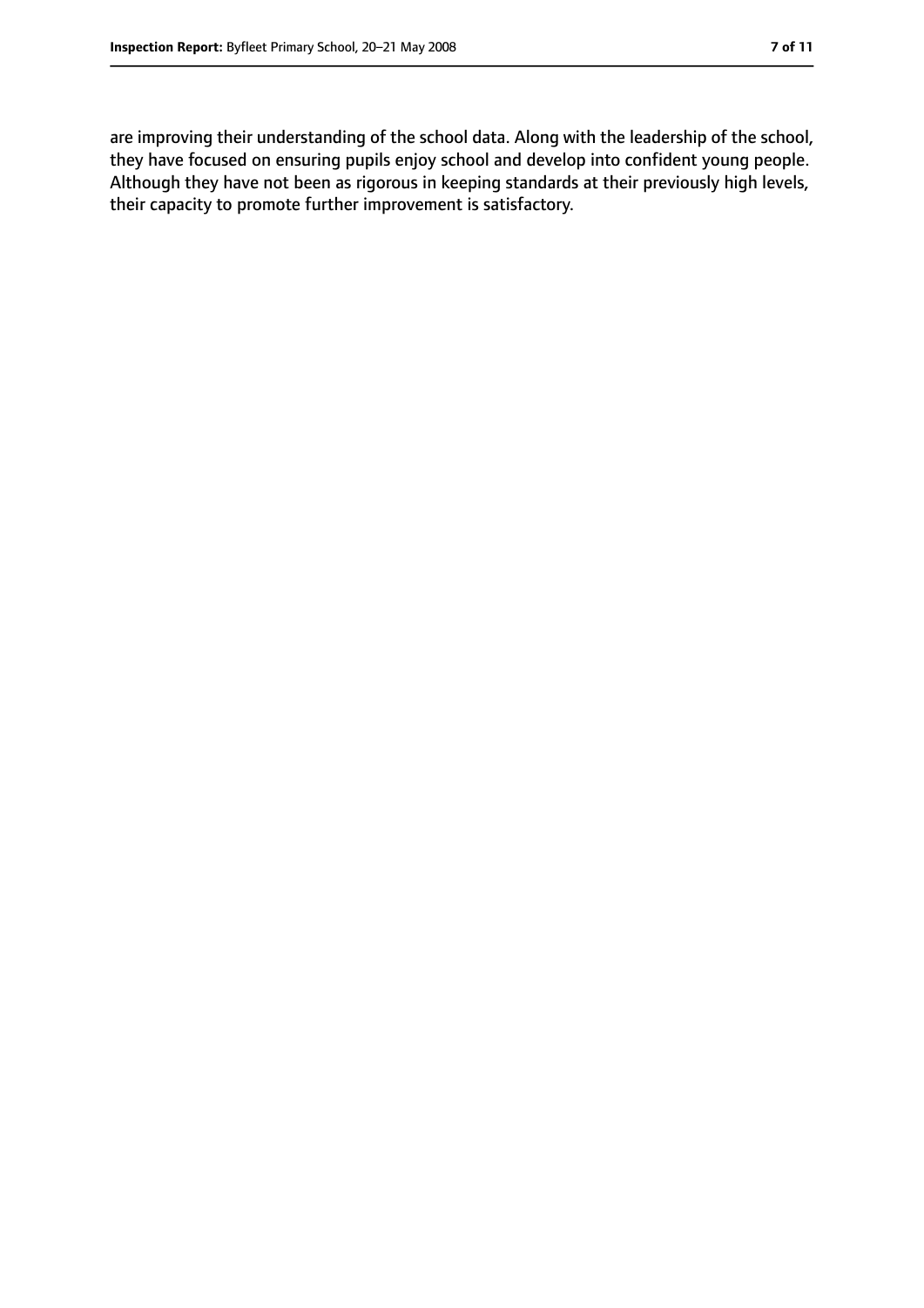are improving their understanding of the school data. Along with the leadership of the school, they have focused on ensuring pupils enjoy school and develop into confident young people. Although they have not been as rigorous in keeping standards at their previously high levels, their capacity to promote further improvement is satisfactory.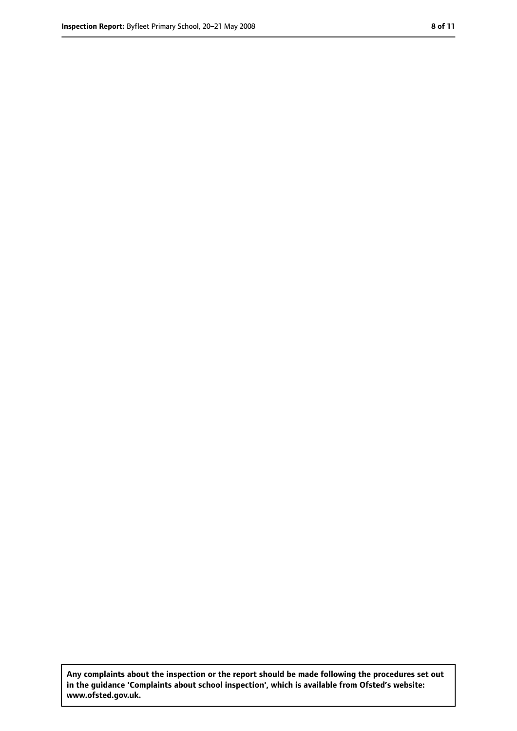**Any complaints about the inspection or the report should be made following the procedures set out in the guidance 'Complaints about school inspection', which is available from Ofsted's website: www.ofsted.gov.uk.**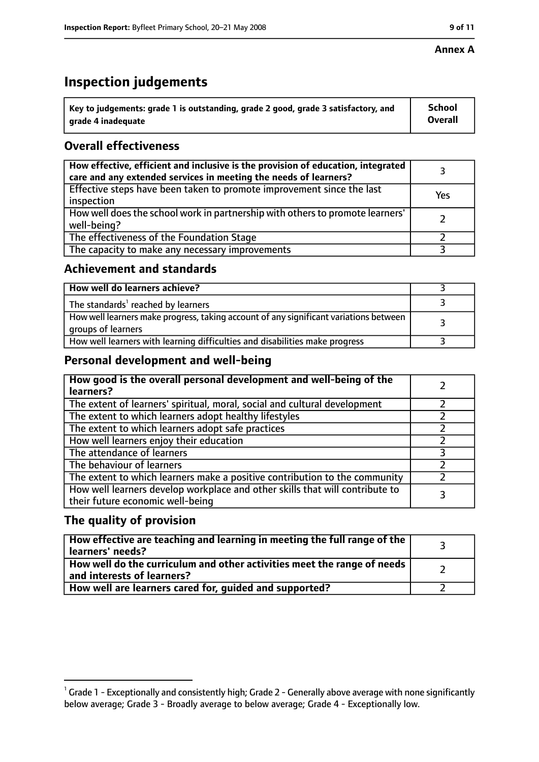**Annex A**

# Inspection judgements

| Key to judgements: grade 1 is outstanding, grade 2 good, grade 3 satisfactory, and grade 4 inadequate | School Overall |
|---|---|

## Overall effectiveness

| | |
|---|---|
| How effective, efficient and inclusive is the provision of education, integrated care and any extended services in meeting the needs of learners? | 3 |
| Effective steps have been taken to promote improvement since the last inspection | Yes |
| How well does the school work in partnership with others to promote learners' well-being? | 2 |
| The effectiveness of the Foundation Stage | 2 |
| The capacity to make any necessary improvements | 3 |

## Achievement and standards

| | |
|---|---|
| How well do learners achieve? | 3 |
| The standards[1] reached by learners | 3 |
| How well learners make progress, taking account of any significant variations between groups of learners | 3 |
| How well learners with learning difficulties and disabilities make progress | 3 |

## Personal development and well-being

| | |
|---|---|
| How good is the overall personal development and well-being of the learners? | 2 |
| The extent of learners' spiritual, moral, social and cultural development | 2 |
| The extent to which learners adopt healthy lifestyles | 2 |
| The extent to which learners adopt safe practices | 2 |
| How well learners enjoy their education | 2 |
| The attendance of learners | 3 |
| The behaviour of learners | 2 |
| The extent to which learners make a positive contribution to the community | 2 |
| How well learners develop workplace and other skills that will contribute to their future economic well-being | 3 |

## The quality of provision

| | |
|---|---|
| How effective are teaching and learning in meeting the full range of the learners' needs? | 3 |
| How well do the curriculum and other activities meet the range of needs and interests of learners? | 2 |
| How well are learners cared for, guided and supported? | 2 |

[1] Grade 1 - Exceptionally and consistently high; Grade 2 - Generally above average with none significantly below average; Grade 3 - Broadly average to below average; Grade 4 - Exceptionally low.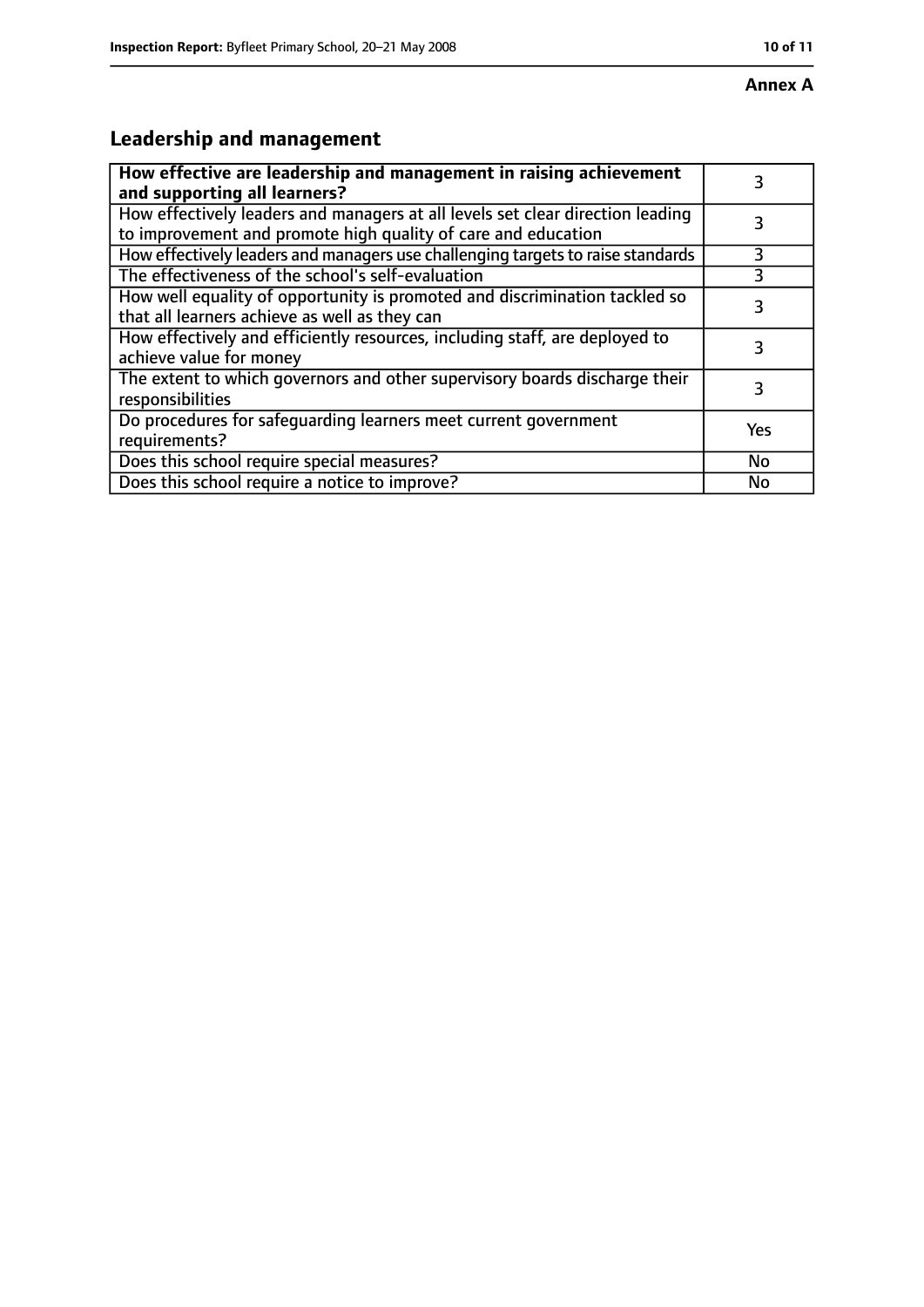**Annex A**

## Leadership and management

| How effective are leadership and management in raising achievement and supporting all learners? | 3 |
|---|---|
| How effectively leaders and managers at all levels set clear direction leading to improvement and promote high quality of care and education | 3 |
| How effectively leaders and managers use challenging targets to raise standards | 3 |
| The effectiveness of the school's self-evaluation | 3 |
| How well equality of opportunity is promoted and discrimination tackled so that all learners achieve as well as they can | 3 |
| How effectively and efficiently resources, including staff, are deployed to achieve value for money | 3 |
| The extent to which governors and other supervisory boards discharge their responsibilities | 3 |
| Do procedures for safeguarding learners meet current government requirements? | Yes |
| Does this school require special measures? | No |
| Does this school require a notice to improve? | No |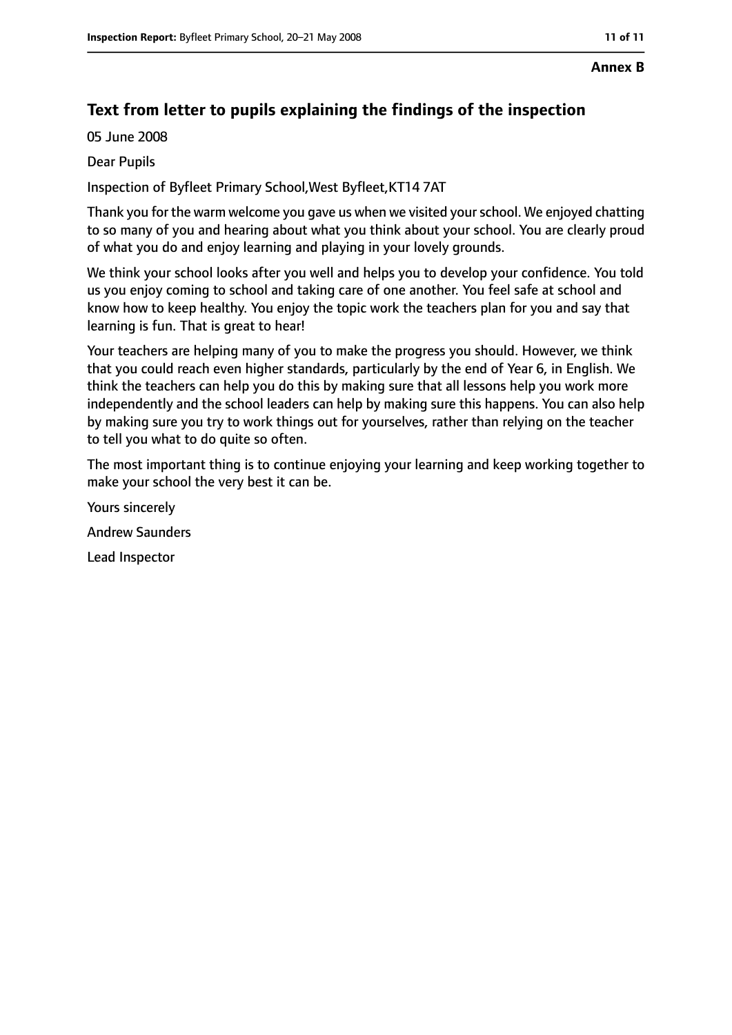**Annex B**

## Text from letter to pupils explaining the findings of the inspection

05 June 2008

Dear Pupils

Inspection of Byfleet Primary School,West Byfleet,KT14 7AT

Thank you for the warm welcome you gave us when we visited your school. We enjoyed chatting to so many of you and hearing about what you think about your school. You are clearly proud of what you do and enjoy learning and playing in your lovely grounds.

We think your school looks after you well and helps you to develop your confidence. You told us you enjoy coming to school and taking care of one another. You feel safe at school and know how to keep healthy. You enjoy the topic work the teachers plan for you and say that learning is fun. That is great to hear!

Your teachers are helping many of you to make the progress you should. However, we think that you could reach even higher standards, particularly by the end of Year 6, in English. We think the teachers can help you do this by making sure that all lessons help you work more independently and the school leaders can help by making sure this happens. You can also help by making sure you try to work things out for yourselves, rather than relying on the teacher to tell you what to do quite so often.

The most important thing is to continue enjoying your learning and keep working together to make your school the very best it can be.

Yours sincerely

Andrew Saunders

Lead Inspector